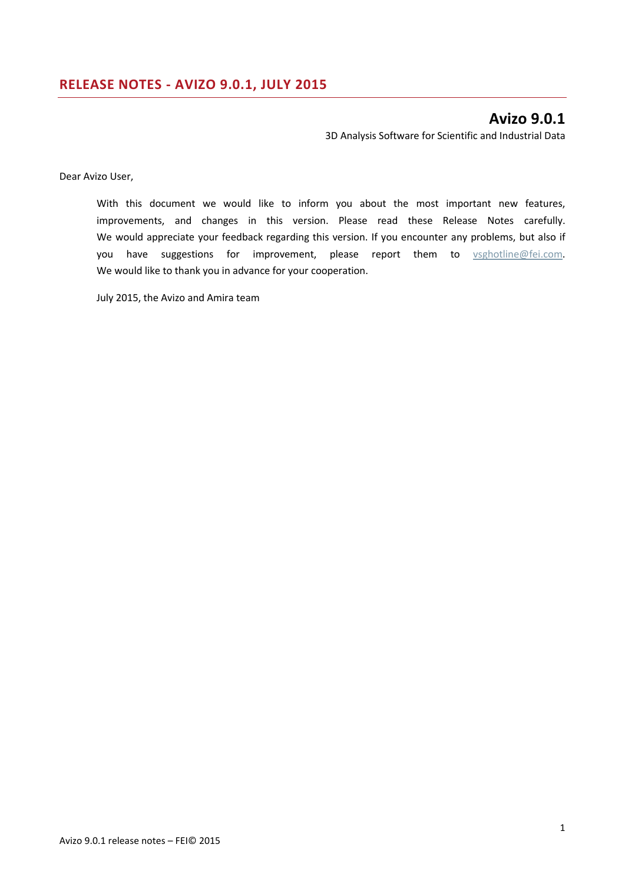# RELEASE NOTES - AVIZO 9.0.1, JULY 2015

## Avizo 9.0.1

3D Analysis Software for Scientific and Industrial Data

Dear Avizo User,

With this document we would like to inform you about the most important new features, improvements, and changes in this version. Please read these Release Notes carefully. We would appreciate your feedback regarding this version. If you encounter any problems, but also if you have suggestions for improvement, please report them to vsghotline@fei.com. We would like to thank you in advance for your cooperation.

July 2015, the Avizo and Amira team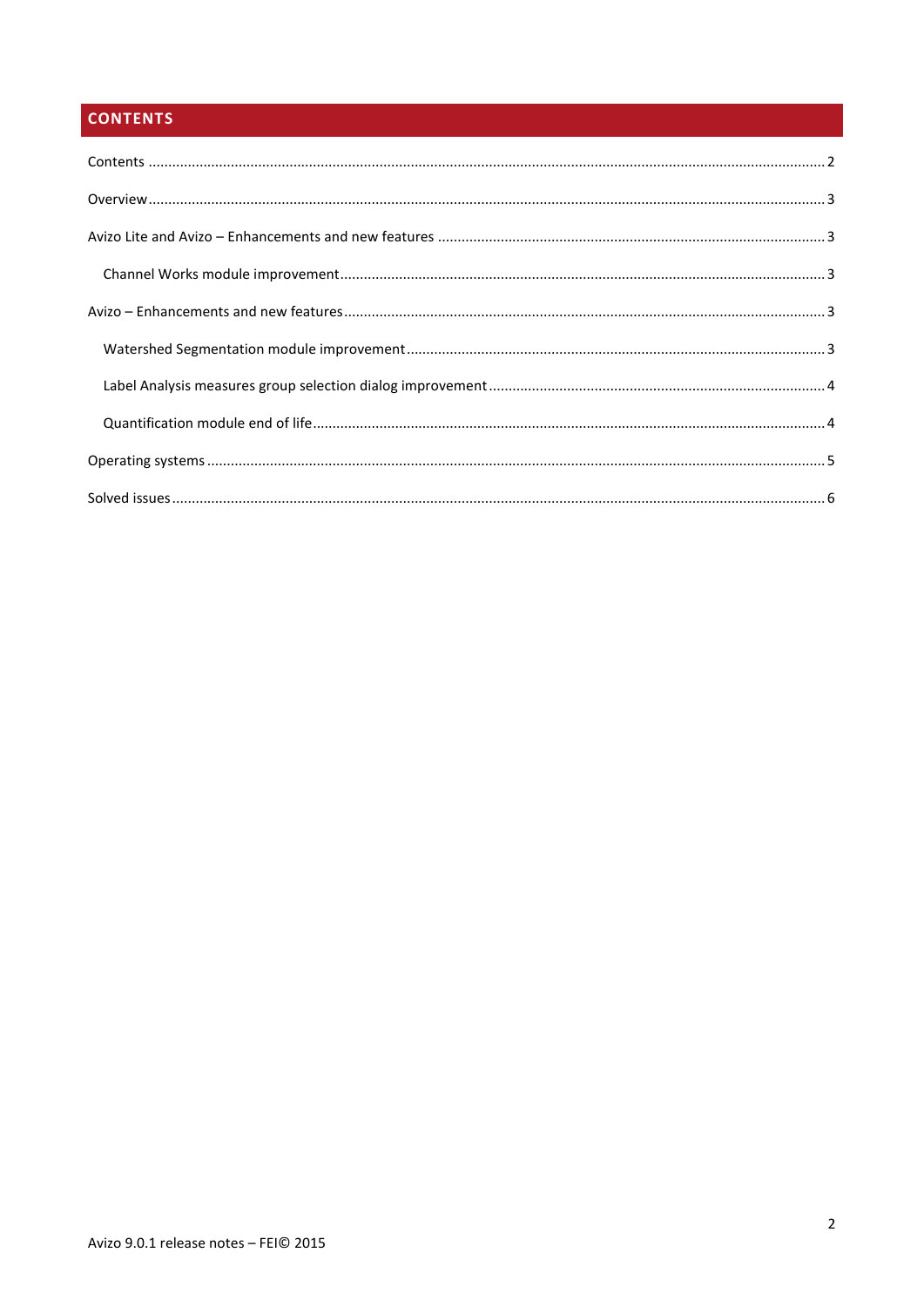# CONTENTS

Contents ........................................................................................................................................................... 2

Overview ........................................................................................................................................................... 3

Avizo Lite and Avizo – Enhancements and new features ................................................................................... 3

- Channel Works module improvement .............................................................................................................. 3

Avizo – Enhancements and new features ........................................................................................................... 3

- Watershed Segmentation module improvement ............................................................................................. 3
- Label Analysis measures group selection dialog improvement ......................................................................... 4
- Quantification module end of life .................................................................................................................... 4

Operating systems ............................................................................................................................................. 5

Solved issues ...................................................................................................................................................... 6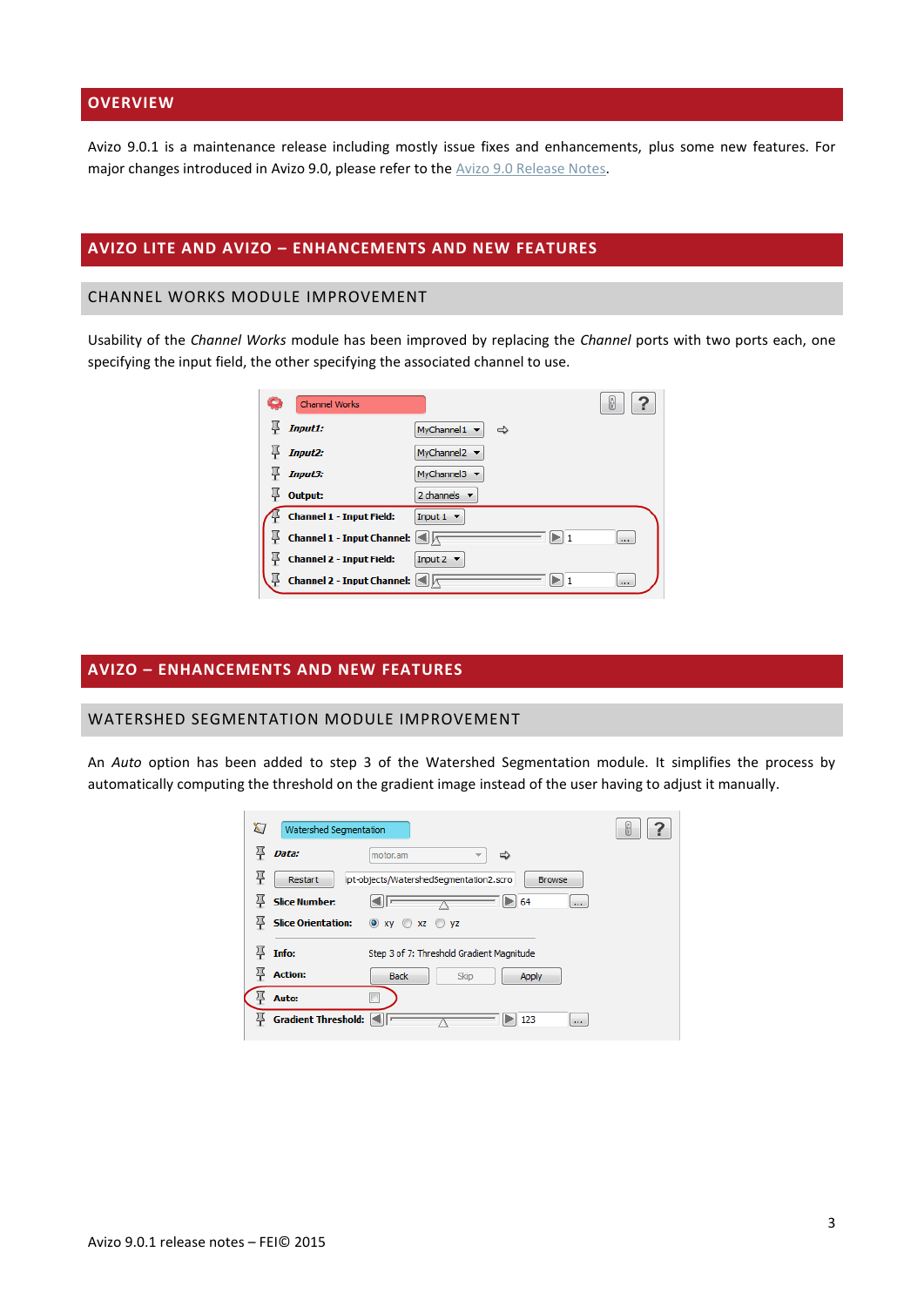## OVERVIEW

Avizo 9.0.1 is a maintenance release including mostly issue fixes and enhancements, plus some new features. For major changes introduced in Avizo 9.0, please refer to the Avizo 9.0 Release Notes.

## AVIZO LITE AND AVIZO – ENHANCEMENTS AND NEW FEATURES

### CHANNEL WORKS MODULE IMPROVEMENT

Usability of the *Channel Works* module has been improved by replacing the *Channel* ports with two ports each, one specifying the input field, the other specifying the associated channel to use.

## AVIZO – ENHANCEMENTS AND NEW FEATURES

### WATERSHED SEGMENTATION MODULE IMPROVEMENT

An *Auto* option has been added to step 3 of the Watershed Segmentation module. It simplifies the process by automatically computing the threshold on the gradient image instead of the user having to adjust it manually.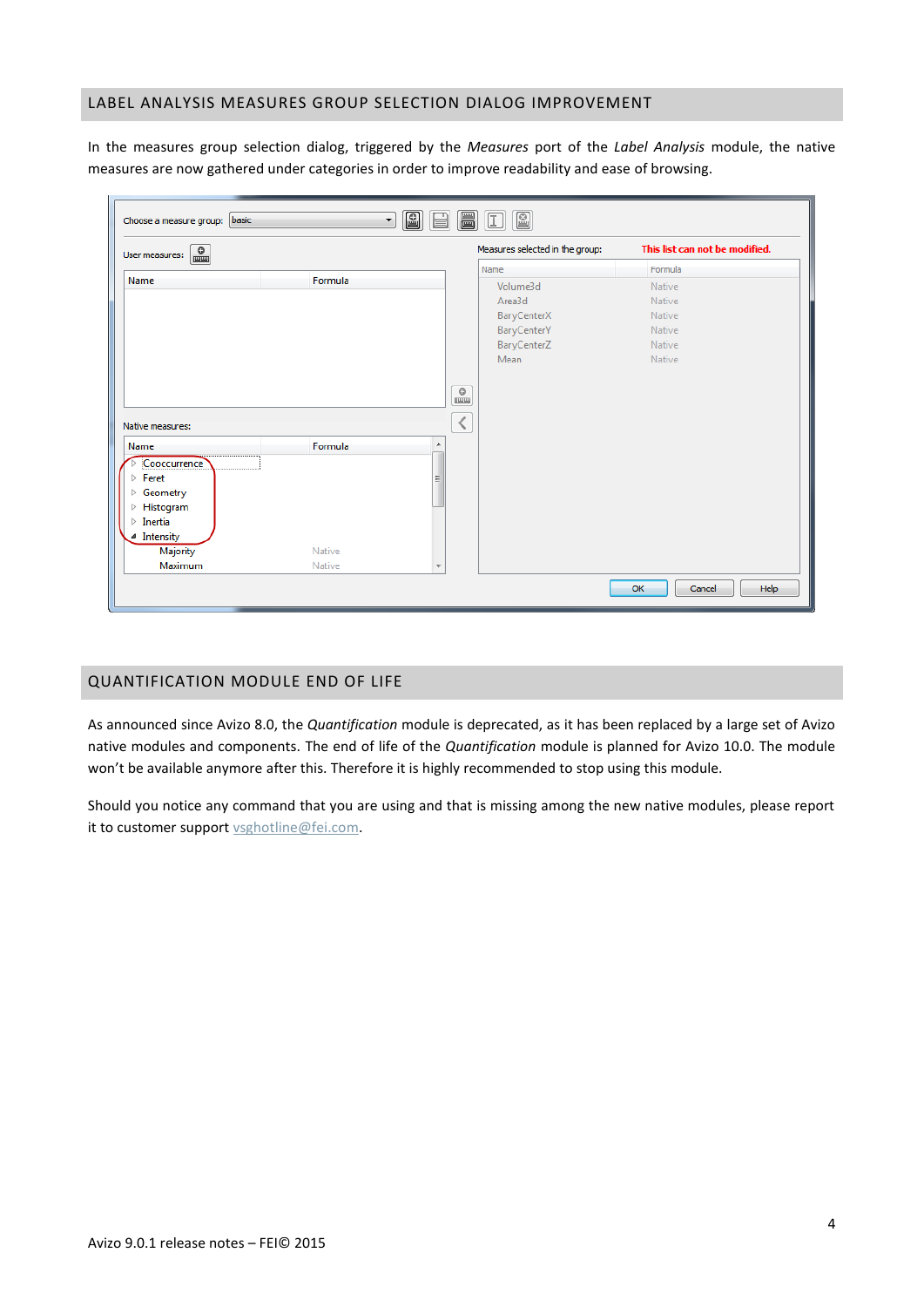## LABEL ANALYSIS MEASURES GROUP SELECTION DIALOG IMPROVEMENT

In the measures group selection dialog, triggered by the *Measures* port of the *Label Analysis* module, the native measures are now gathered under categories in order to improve readability and ease of browsing.

## QUANTIFICATION MODULE END OF LIFE

As announced since Avizo 8.0, the *Quantification* module is deprecated, as it has been replaced by a large set of Avizo native modules and components. The end of life of the *Quantification* module is planned for Avizo 10.0. The module won't be available anymore after this. Therefore it is highly recommended to stop using this module.

Should you notice any command that you are using and that is missing among the new native modules, please report it to customer support vsghotline@fei.com.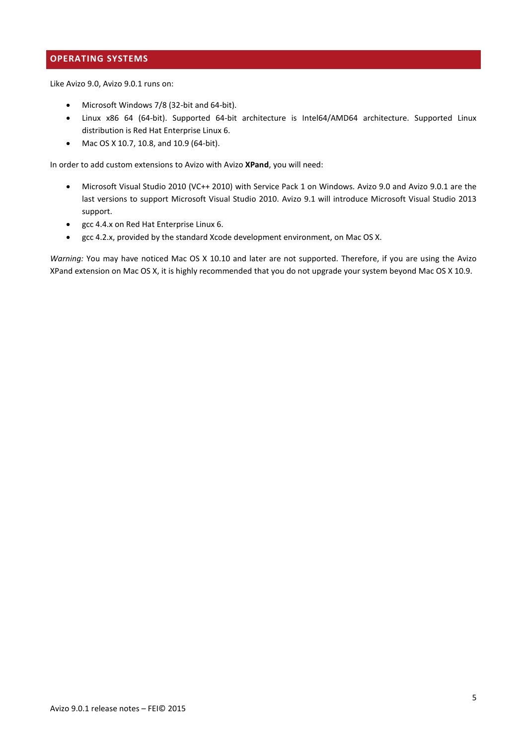## OPERATING SYSTEMS

Like Avizo 9.0, Avizo 9.0.1 runs on:

- Microsoft Windows 7/8 (32-bit and 64-bit).
- Linux x86 64 (64-bit). Supported 64-bit architecture is Intel64/AMD64 architecture. Supported Linux distribution is Red Hat Enterprise Linux 6.
- Mac OS X 10.7, 10.8, and 10.9 (64-bit).

In order to add custom extensions to Avizo with Avizo **XPand**, you will need:

- Microsoft Visual Studio 2010 (VC++ 2010) with Service Pack 1 on Windows. Avizo 9.0 and Avizo 9.0.1 are the last versions to support Microsoft Visual Studio 2010. Avizo 9.1 will introduce Microsoft Visual Studio 2013 support.
- gcc 4.4.x on Red Hat Enterprise Linux 6.
- gcc 4.2.x, provided by the standard Xcode development environment, on Mac OS X.

*Warning:* You may have noticed Mac OS X 10.10 and later are not supported. Therefore, if you are using the Avizo XPand extension on Mac OS X, it is highly recommended that you do not upgrade your system beyond Mac OS X 10.9.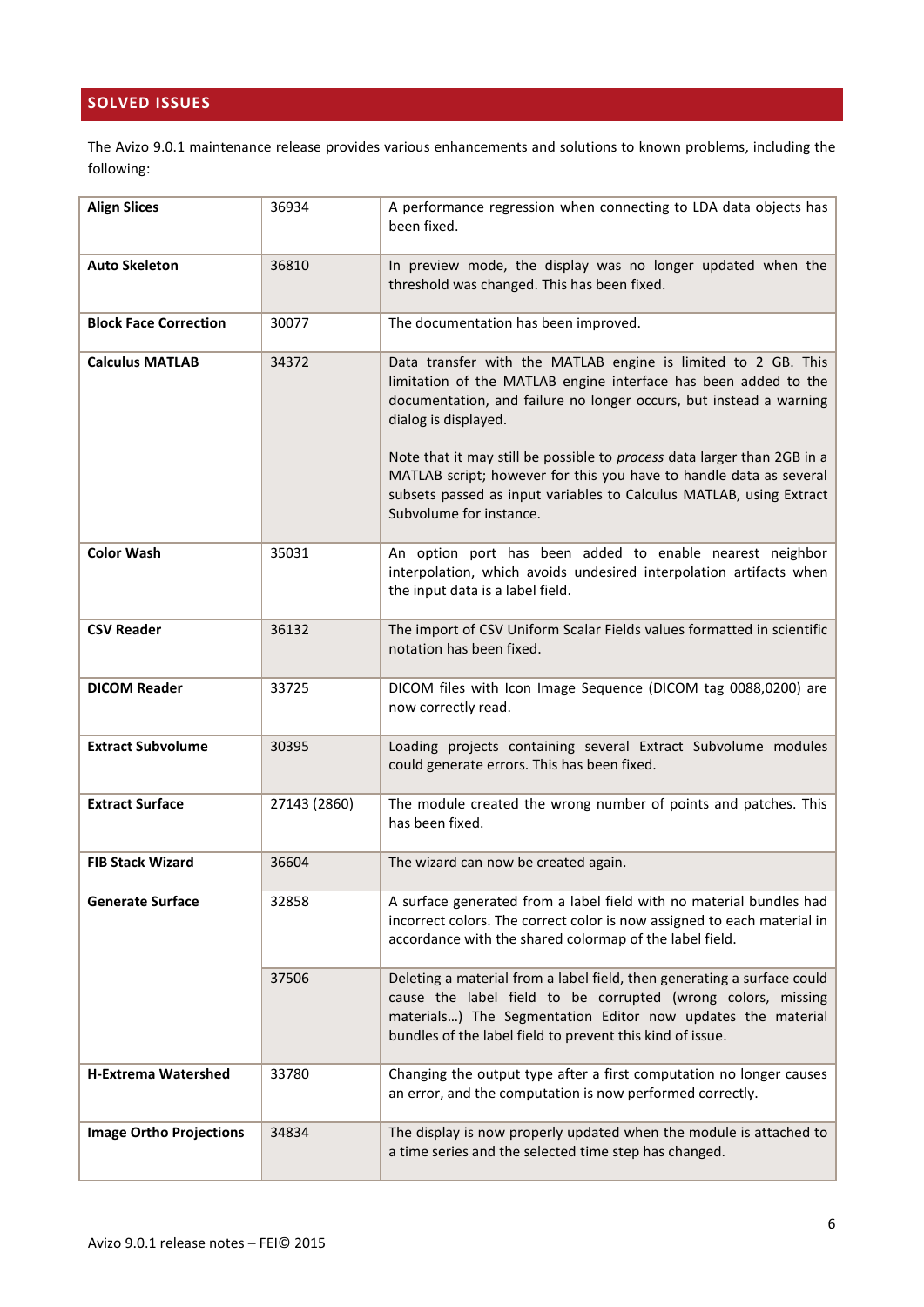## SOLVED ISSUES

The Avizo 9.0.1 maintenance release provides various enhancements and solutions to known problems, including the following:

| | | |
|---|---|---|
| **Align Slices** | 36934 | A performance regression when connecting to LDA data objects has been fixed. |
| **Auto Skeleton** | 36810 | In preview mode, the display was no longer updated when the threshold was changed. This has been fixed. |
| **Block Face Correction** | 30077 | The documentation has been improved. |
| **Calculus MATLAB** | 34372 | Data transfer with the MATLAB engine is limited to 2 GB. This limitation of the MATLAB engine interface has been added to the documentation, and failure no longer occurs, but instead a warning dialog is displayed.<br><br>Note that it may still be possible to *process* data larger than 2GB in a MATLAB script; however for this you have to handle data as several subsets passed as input variables to Calculus MATLAB, using Extract Subvolume for instance. |
| **Color Wash** | 35031 | An option port has been added to enable nearest neighbor interpolation, which avoids undesired interpolation artifacts when the input data is a label field. |
| **CSV Reader** | 36132 | The import of CSV Uniform Scalar Fields values formatted in scientific notation has been fixed. |
| **DICOM Reader** | 33725 | DICOM files with Icon Image Sequence (DICOM tag 0088,0200) are now correctly read. |
| **Extract Subvolume** | 30395 | Loading projects containing several Extract Subvolume modules could generate errors. This has been fixed. |
| **Extract Surface** | 27143 (2860) | The module created the wrong number of points and patches. This has been fixed. |
| **FIB Stack Wizard** | 36604 | The wizard can now be created again. |
| **Generate Surface** | 32858 | A surface generated from a label field with no material bundles had incorrect colors. The correct color is now assigned to each material in accordance with the shared colormap of the label field. |
| | 37506 | Deleting a material from a label field, then generating a surface could cause the label field to be corrupted (wrong colors, missing materials…) The Segmentation Editor now updates the material bundles of the label field to prevent this kind of issue. |
| **H-Extrema Watershed** | 33780 | Changing the output type after a first computation no longer causes an error, and the computation is now performed correctly. |
| **Image Ortho Projections** | 34834 | The display is now properly updated when the module is attached to a time series and the selected time step has changed. |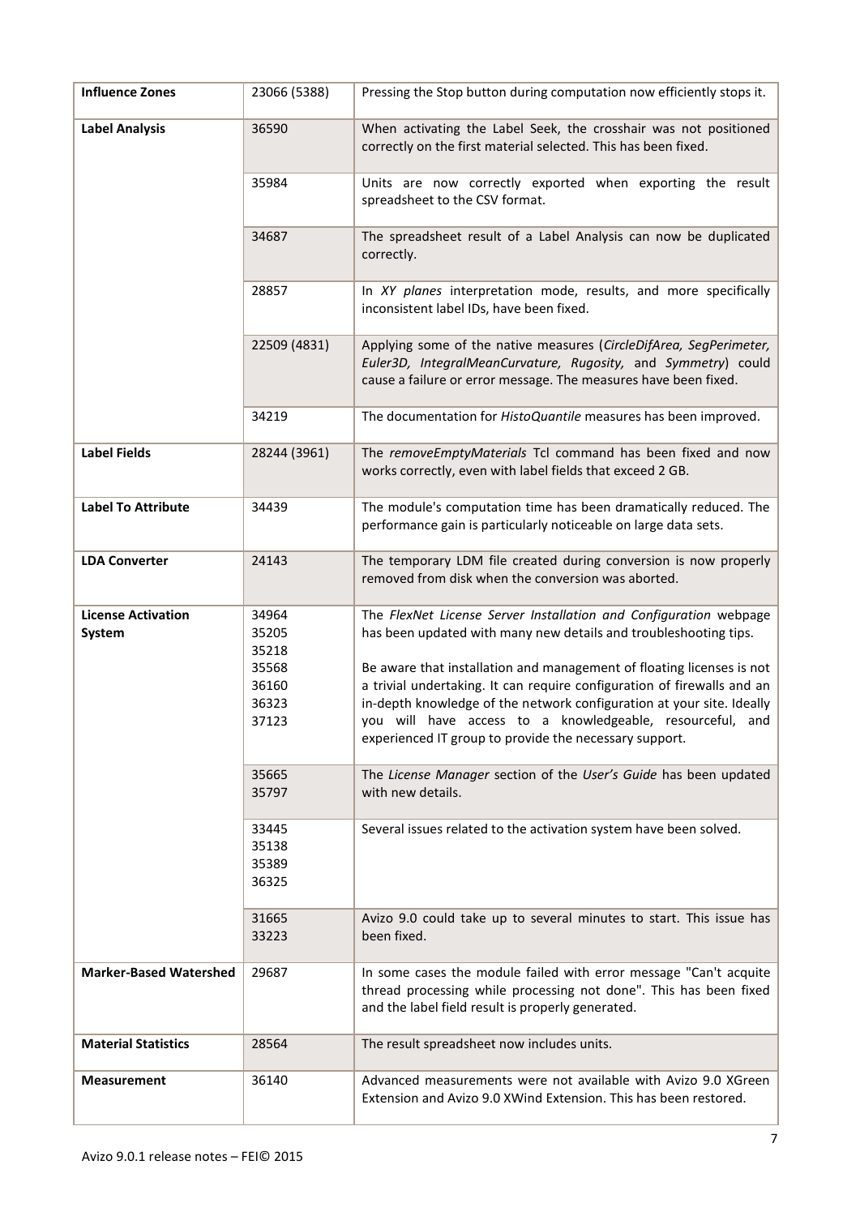| | | |
|---|---|---|
| **Influence Zones** | 23066 (5388) | Pressing the Stop button during computation now efficiently stops it. |
| **Label Analysis** | 36590 | When activating the Label Seek, the crosshair was not positioned correctly on the first material selected. This has been fixed. |
| | 35984 | Units are now correctly exported when exporting the result spreadsheet to the CSV format. |
| | 34687 | The spreadsheet result of a Label Analysis can now be duplicated correctly. |
| | 28857 | In *XY planes* interpretation mode, results, and more specifically inconsistent label IDs, have been fixed. |
| | 22509 (4831) | Applying some of the native measures (*CircleDifArea, SegPerimeter, Euler3D, IntegralMeanCurvature, Rugosity,* and *Symmetry*) could cause a failure or error message. The measures have been fixed. |
| | 34219 | The documentation for *HistoQuantile* measures has been improved. |
| **Label Fields** | 28244 (3961) | The *removeEmptyMaterials* Tcl command has been fixed and now works correctly, even with label fields that exceed 2 GB. |
| **Label To Attribute** | 34439 | The module's computation time has been dramatically reduced. The performance gain is particularly noticeable on large data sets. |
| **LDA Converter** | 24143 | The temporary LDM file created during conversion is now properly removed from disk when the conversion was aborted. |
| **License Activation System** | 34964<br>35205<br>35218<br>35568<br>36160<br>36323<br>37123 | The *FlexNet License Server Installation and Configuration* webpage has been updated with many new details and troubleshooting tips.<br><br>Be aware that installation and management of floating licenses is not a trivial undertaking. It can require configuration of firewalls and an in-depth knowledge of the network configuration at your site. Ideally you will have access to a knowledgeable, resourceful, and experienced IT group to provide the necessary support. |
| | 35665<br>35797 | The *License Manager* section of the *User's Guide* has been updated with new details. |
| | 33445<br>35138<br>35389<br>36325 | Several issues related to the activation system have been solved. |
| | 31665<br>33223 | Avizo 9.0 could take up to several minutes to start. This issue has been fixed. |
| **Marker-Based Watershed** | 29687 | In some cases the module failed with error message "Can't acquite thread processing while processing not done". This has been fixed and the label field result is properly generated. |
| **Material Statistics** | 28564 | The result spreadsheet now includes units. |
| **Measurement** | 36140 | Advanced measurements were not available with Avizo 9.0 XGreen Extension and Avizo 9.0 XWind Extension. This has been restored. |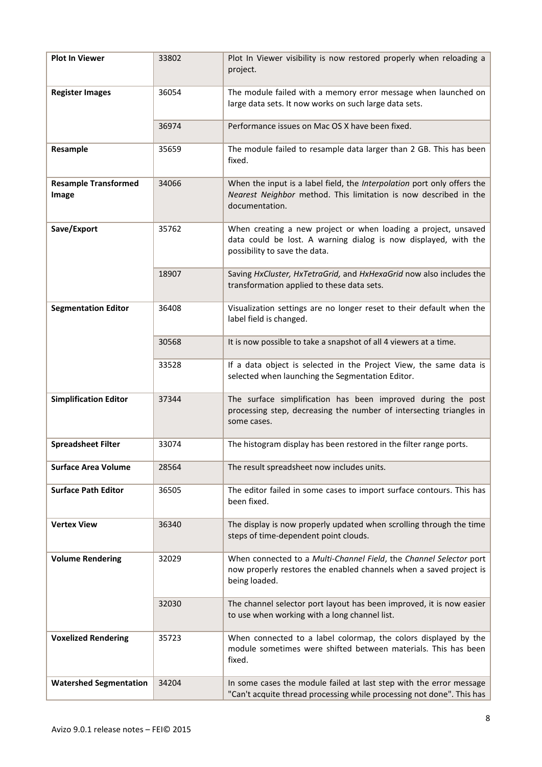| **Plot In Viewer** | 33802 | Plot In Viewer visibility is now restored properly when reloading a project. |
|---|---|---|
| **Register Images** | 36054 | The module failed with a memory error message when launched on large data sets. It now works on such large data sets. |
| | 36974 | Performance issues on Mac OS X have been fixed. |
| **Resample** | 35659 | The module failed to resample data larger than 2 GB. This has been fixed. |
| **Resample Transformed Image** | 34066 | When the input is a label field, the *Interpolation* port only offers the *Nearest Neighbor* method. This limitation is now described in the documentation. |
| **Save/Export** | 35762 | When creating a new project or when loading a project, unsaved data could be lost. A warning dialog is now displayed, with the possibility to save the data. |
| | 18907 | Saving *HxCluster, HxTetraGrid,* and *HxHexaGrid* now also includes the transformation applied to these data sets. |
| **Segmentation Editor** | 36408 | Visualization settings are no longer reset to their default when the label field is changed. |
| | 30568 | It is now possible to take a snapshot of all 4 viewers at a time. |
| | 33528 | If a data object is selected in the Project View, the same data is selected when launching the Segmentation Editor. |
| **Simplification Editor** | 37344 | The surface simplification has been improved during the post processing step, decreasing the number of intersecting triangles in some cases. |
| **Spreadsheet Filter** | 33074 | The histogram display has been restored in the filter range ports. |
| **Surface Area Volume** | 28564 | The result spreadsheet now includes units. |
| **Surface Path Editor** | 36505 | The editor failed in some cases to import surface contours. This has been fixed. |
| **Vertex View** | 36340 | The display is now properly updated when scrolling through the time steps of time-dependent point clouds. |
| **Volume Rendering** | 32029 | When connected to a *Multi-Channel Field*, the *Channel Selector* port now properly restores the enabled channels when a saved project is being loaded. |
| | 32030 | The channel selector port layout has been improved, it is now easier to use when working with a long channel list. |
| **Voxelized Rendering** | 35723 | When connected to a label colormap, the colors displayed by the module sometimes were shifted between materials. This has been fixed. |
| **Watershed Segmentation** | 34204 | In some cases the module failed at last step with the error message "Can't acquite thread processing while processing not done". This has |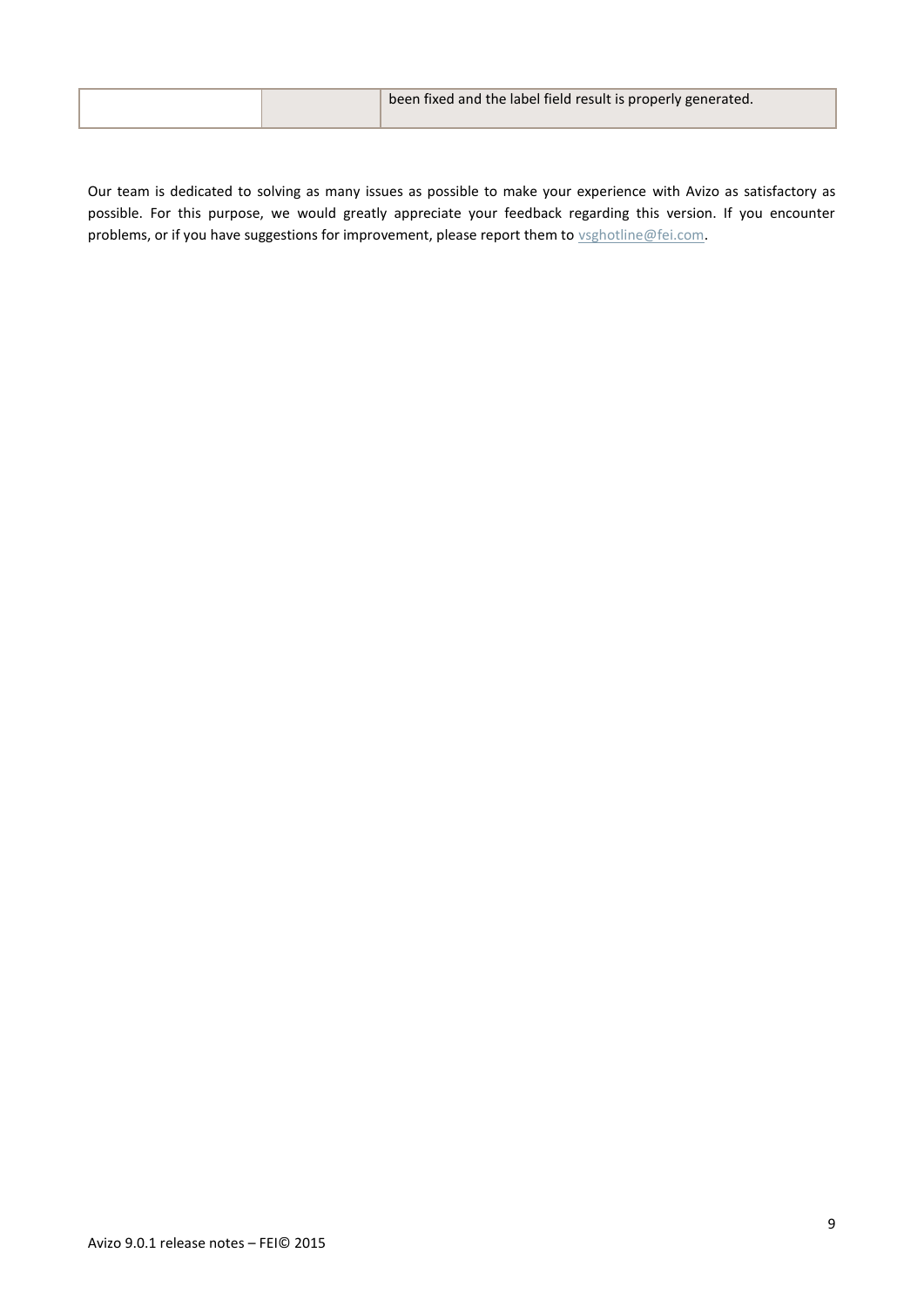| | | |
|---|---|---|
| | | been fixed and the label field result is properly generated. |

Our team is dedicated to solving as many issues as possible to make your experience with Avizo as satisfactory as possible. For this purpose, we would greatly appreciate your feedback regarding this version. If you encounter problems, or if you have suggestions for improvement, please report them to vsghotline@fei.com.